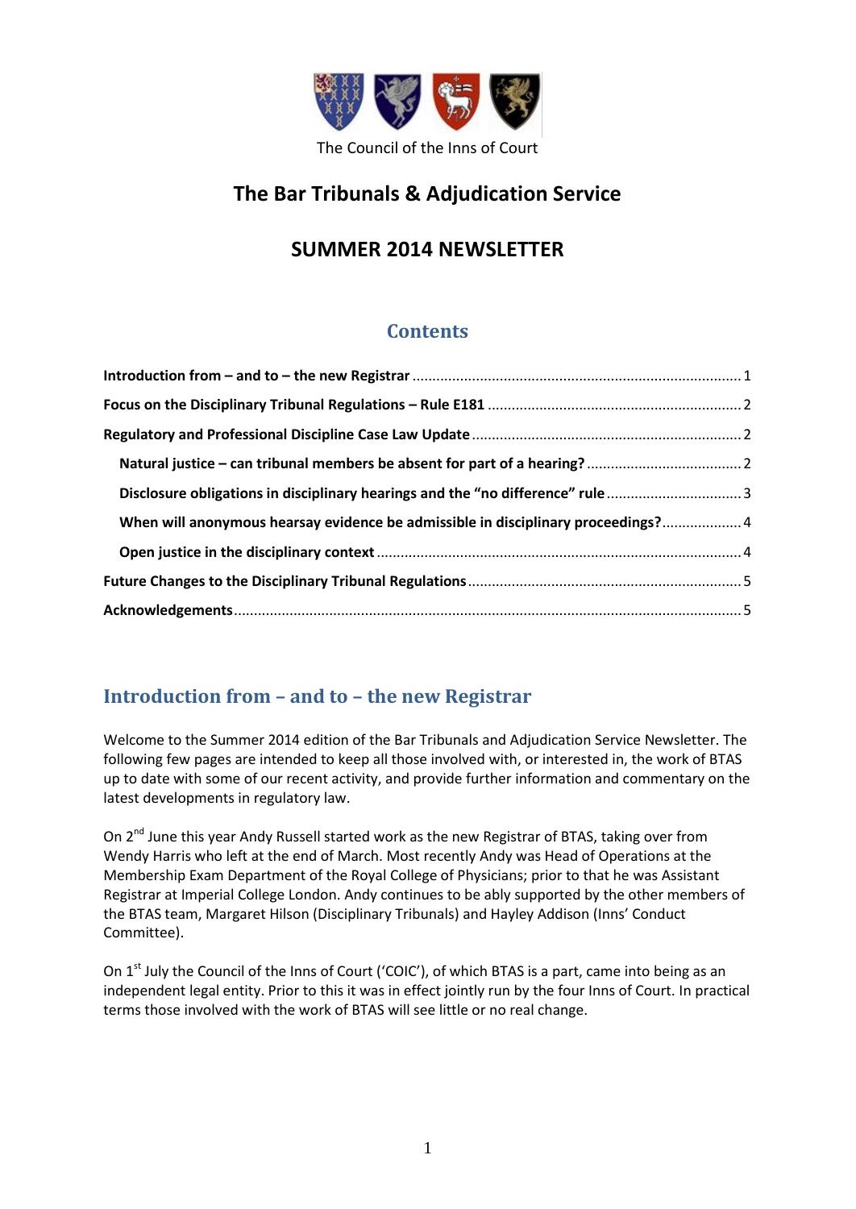The Council of the Inns of Court

# The Bar Tribunals & Adjudication Service

# SUMMER 2014 NEWSLETTER

## Contents

**Introduction from – and to – the new Registrar** .......... 1

**Focus on the Disciplinary Tribunal Regulations – Rule E181** .......... 2

**Regulatory and Professional Discipline Case Law Update** .......... 2

- **Natural justice – can tribunal members be absent for part of a hearing?** .......... 2
- **Disclosure obligations in disciplinary hearings and the "no difference" rule** .......... 3
- **When will anonymous hearsay evidence be admissible in disciplinary proceedings?** .......... 4
- **Open justice in the disciplinary context** .......... 4

**Future Changes to the Disciplinary Tribunal Regulations** .......... 5

**Acknowledgements** .......... 5

## Introduction from – and to – the new Registrar

Welcome to the Summer 2014 edition of the Bar Tribunals and Adjudication Service Newsletter. The following few pages are intended to keep all those involved with, or interested in, the work of BTAS up to date with some of our recent activity, and provide further information and commentary on the latest developments in regulatory law.

On 2nd June this year Andy Russell started work as the new Registrar of BTAS, taking over from Wendy Harris who left at the end of March. Most recently Andy was Head of Operations at the Membership Exam Department of the Royal College of Physicians; prior to that he was Assistant Registrar at Imperial College London. Andy continues to be ably supported by the other members of the BTAS team, Margaret Hilson (Disciplinary Tribunals) and Hayley Addison (Inns' Conduct Committee).

On 1st July the Council of the Inns of Court ('COIC'), of which BTAS is a part, came into being as an independent legal entity. Prior to this it was in effect jointly run by the four Inns of Court. In practical terms those involved with the work of BTAS will see little or no real change.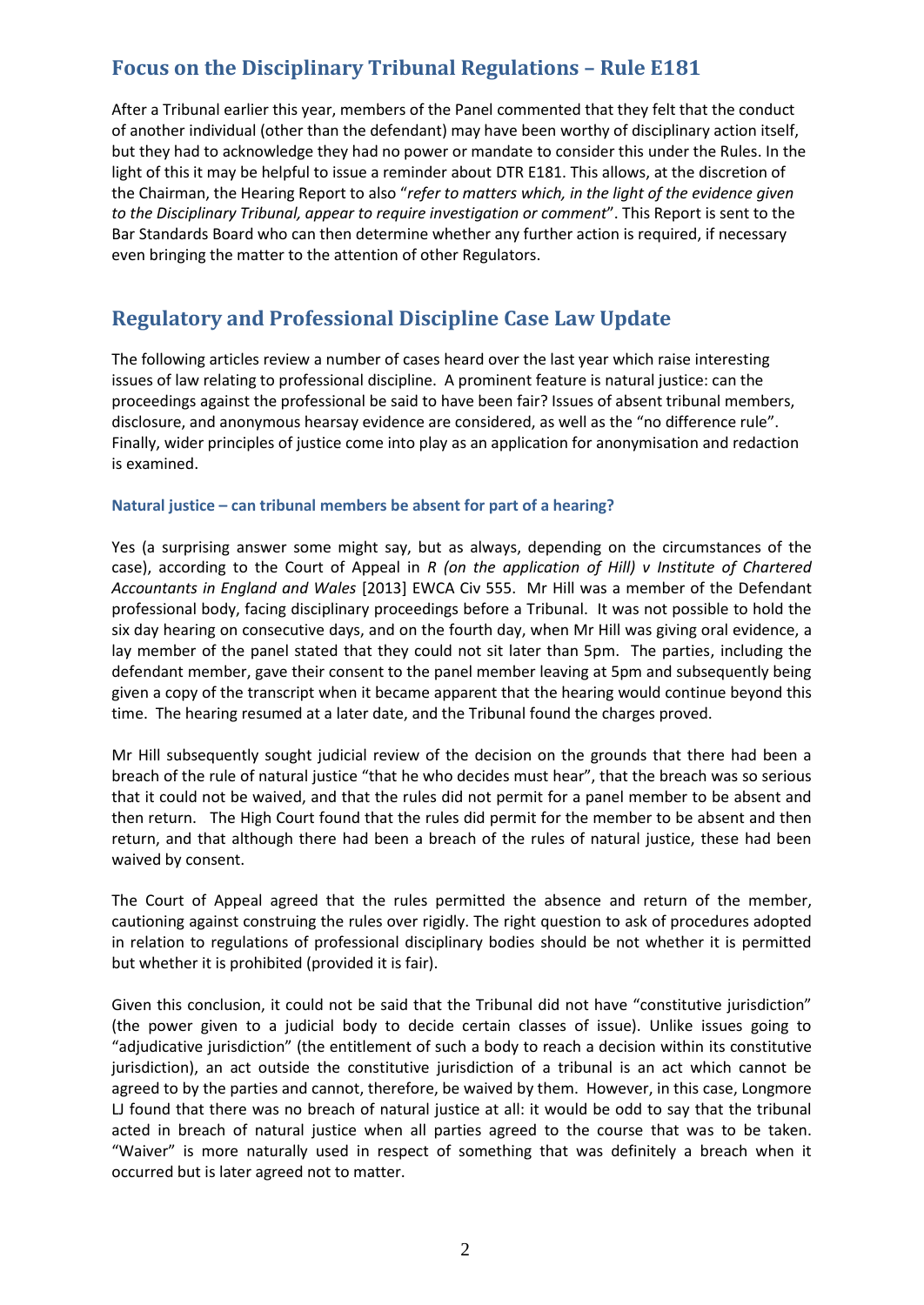## Focus on the Disciplinary Tribunal Regulations – Rule E181

After a Tribunal earlier this year, members of the Panel commented that they felt that the conduct of another individual (other than the defendant) may have been worthy of disciplinary action itself, but they had to acknowledge they had no power or mandate to consider this under the Rules. In the light of this it may be helpful to issue a reminder about DTR E181. This allows, at the discretion of the Chairman, the Hearing Report to also "*refer to matters which, in the light of the evidence given to the Disciplinary Tribunal, appear to require investigation or comment*". This Report is sent to the Bar Standards Board who can then determine whether any further action is required, if necessary even bringing the matter to the attention of other Regulators.

## Regulatory and Professional Discipline Case Law Update

The following articles review a number of cases heard over the last year which raise interesting issues of law relating to professional discipline. A prominent feature is natural justice: can the proceedings against the professional be said to have been fair? Issues of absent tribunal members, disclosure, and anonymous hearsay evidence are considered, as well as the "no difference rule". Finally, wider principles of justice come into play as an application for anonymisation and redaction is examined.

### Natural justice – can tribunal members be absent for part of a hearing?

Yes (a surprising answer some might say, but as always, depending on the circumstances of the case), according to the Court of Appeal in *R (on the application of Hill) v Institute of Chartered Accountants in England and Wales* [2013] EWCA Civ 555. Mr Hill was a member of the Defendant professional body, facing disciplinary proceedings before a Tribunal. It was not possible to hold the six day hearing on consecutive days, and on the fourth day, when Mr Hill was giving oral evidence, a lay member of the panel stated that they could not sit later than 5pm. The parties, including the defendant member, gave their consent to the panel member leaving at 5pm and subsequently being given a copy of the transcript when it became apparent that the hearing would continue beyond this time. The hearing resumed at a later date, and the Tribunal found the charges proved.

Mr Hill subsequently sought judicial review of the decision on the grounds that there had been a breach of the rule of natural justice "that he who decides must hear", that the breach was so serious that it could not be waived, and that the rules did not permit for a panel member to be absent and then return. The High Court found that the rules did permit for the member to be absent and then return, and that although there had been a breach of the rules of natural justice, these had been waived by consent.

The Court of Appeal agreed that the rules permitted the absence and return of the member, cautioning against construing the rules over rigidly. The right question to ask of procedures adopted in relation to regulations of professional disciplinary bodies should be not whether it is permitted but whether it is prohibited (provided it is fair).

Given this conclusion, it could not be said that the Tribunal did not have "constitutive jurisdiction" (the power given to a judicial body to decide certain classes of issue). Unlike issues going to "adjudicative jurisdiction" (the entitlement of such a body to reach a decision within its constitutive jurisdiction), an act outside the constitutive jurisdiction of a tribunal is an act which cannot be agreed to by the parties and cannot, therefore, be waived by them. However, in this case, Longmore LJ found that there was no breach of natural justice at all: it would be odd to say that the tribunal acted in breach of natural justice when all parties agreed to the course that was to be taken. "Waiver" is more naturally used in respect of something that was definitely a breach when it occurred but is later agreed not to matter.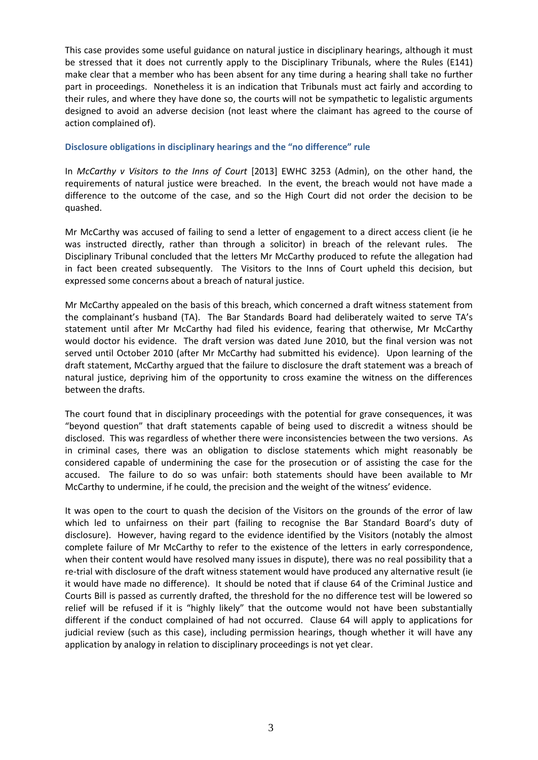This case provides some useful guidance on natural justice in disciplinary hearings, although it must be stressed that it does not currently apply to the Disciplinary Tribunals, where the Rules (E141) make clear that a member who has been absent for any time during a hearing shall take no further part in proceedings. Nonetheless it is an indication that Tribunals must act fairly and according to their rules, and where they have done so, the courts will not be sympathetic to legalistic arguments designed to avoid an adverse decision (not least where the claimant has agreed to the course of action complained of).

### Disclosure obligations in disciplinary hearings and the "no difference" rule

In *McCarthy v Visitors to the Inns of Court* [2013] EWHC 3253 (Admin), on the other hand, the requirements of natural justice were breached. In the event, the breach would not have made a difference to the outcome of the case, and so the High Court did not order the decision to be quashed.

Mr McCarthy was accused of failing to send a letter of engagement to a direct access client (ie he was instructed directly, rather than through a solicitor) in breach of the relevant rules. The Disciplinary Tribunal concluded that the letters Mr McCarthy produced to refute the allegation had in fact been created subsequently. The Visitors to the Inns of Court upheld this decision, but expressed some concerns about a breach of natural justice.

Mr McCarthy appealed on the basis of this breach, which concerned a draft witness statement from the complainant's husband (TA). The Bar Standards Board had deliberately waited to serve TA's statement until after Mr McCarthy had filed his evidence, fearing that otherwise, Mr McCarthy would doctor his evidence. The draft version was dated June 2010, but the final version was not served until October 2010 (after Mr McCarthy had submitted his evidence). Upon learning of the draft statement, McCarthy argued that the failure to disclosure the draft statement was a breach of natural justice, depriving him of the opportunity to cross examine the witness on the differences between the drafts.

The court found that in disciplinary proceedings with the potential for grave consequences, it was "beyond question" that draft statements capable of being used to discredit a witness should be disclosed. This was regardless of whether there were inconsistencies between the two versions. As in criminal cases, there was an obligation to disclose statements which might reasonably be considered capable of undermining the case for the prosecution or of assisting the case for the accused. The failure to do so was unfair: both statements should have been available to Mr McCarthy to undermine, if he could, the precision and the weight of the witness' evidence.

It was open to the court to quash the decision of the Visitors on the grounds of the error of law which led to unfairness on their part (failing to recognise the Bar Standard Board's duty of disclosure). However, having regard to the evidence identified by the Visitors (notably the almost complete failure of Mr McCarthy to refer to the existence of the letters in early correspondence, when their content would have resolved many issues in dispute), there was no real possibility that a re-trial with disclosure of the draft witness statement would have produced any alternative result (ie it would have made no difference). It should be noted that if clause 64 of the Criminal Justice and Courts Bill is passed as currently drafted, the threshold for the no difference test will be lowered so relief will be refused if it is "highly likely" that the outcome would not have been substantially different if the conduct complained of had not occurred. Clause 64 will apply to applications for judicial review (such as this case), including permission hearings, though whether it will have any application by analogy in relation to disciplinary proceedings is not yet clear.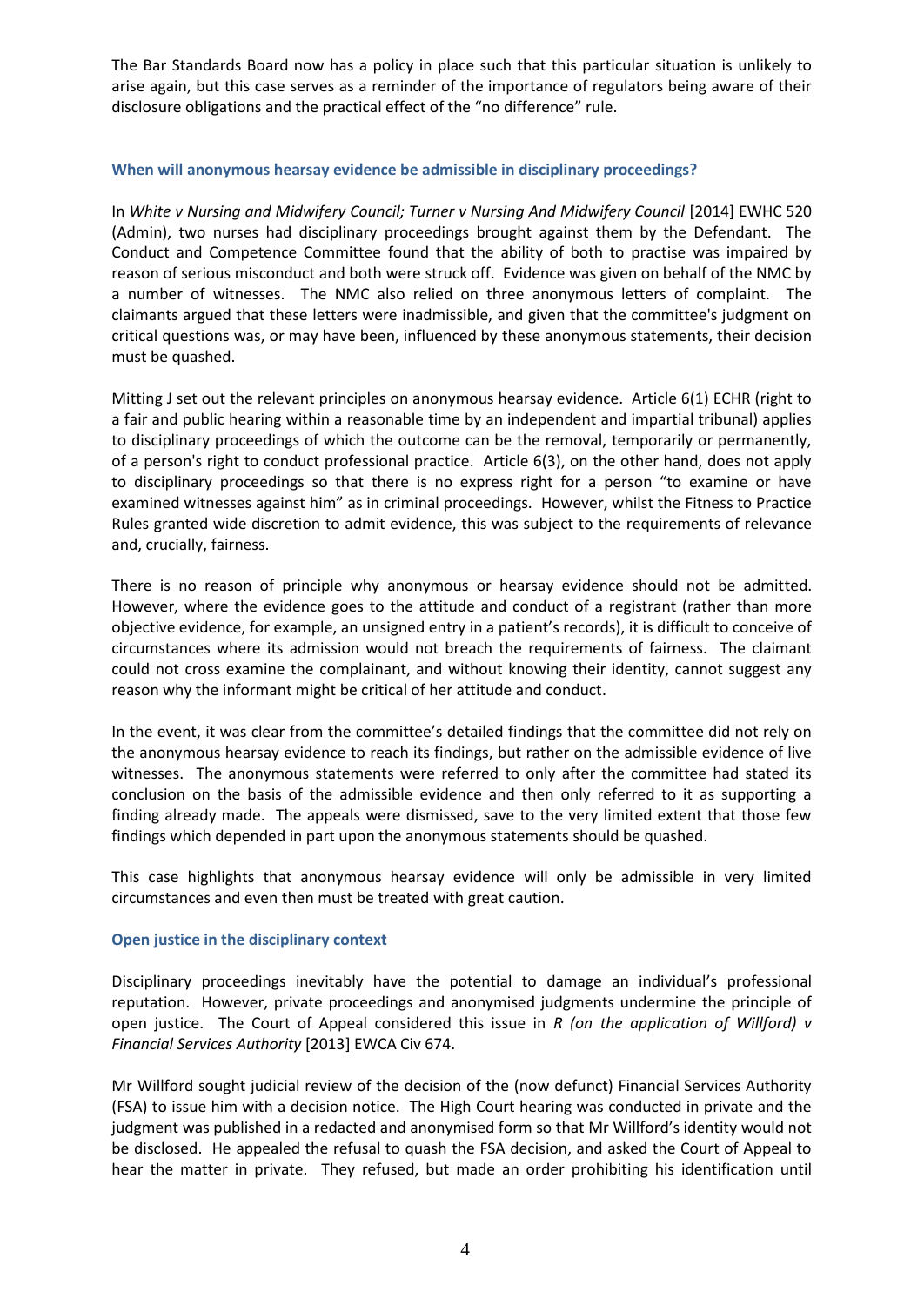The Bar Standards Board now has a policy in place such that this particular situation is unlikely to arise again, but this case serves as a reminder of the importance of regulators being aware of their disclosure obligations and the practical effect of the "no difference" rule.

### When will anonymous hearsay evidence be admissible in disciplinary proceedings?

In *White v Nursing and Midwifery Council; Turner v Nursing And Midwifery Council* [2014] EWHC 520 (Admin), two nurses had disciplinary proceedings brought against them by the Defendant. The Conduct and Competence Committee found that the ability of both to practise was impaired by reason of serious misconduct and both were struck off. Evidence was given on behalf of the NMC by a number of witnesses. The NMC also relied on three anonymous letters of complaint. The claimants argued that these letters were inadmissible, and given that the committee's judgment on critical questions was, or may have been, influenced by these anonymous statements, their decision must be quashed.

Mitting J set out the relevant principles on anonymous hearsay evidence. Article 6(1) ECHR (right to a fair and public hearing within a reasonable time by an independent and impartial tribunal) applies to disciplinary proceedings of which the outcome can be the removal, temporarily or permanently, of a person's right to conduct professional practice. Article 6(3), on the other hand, does not apply to disciplinary proceedings so that there is no express right for a person "to examine or have examined witnesses against him" as in criminal proceedings. However, whilst the Fitness to Practice Rules granted wide discretion to admit evidence, this was subject to the requirements of relevance and, crucially, fairness.

There is no reason of principle why anonymous or hearsay evidence should not be admitted. However, where the evidence goes to the attitude and conduct of a registrant (rather than more objective evidence, for example, an unsigned entry in a patient's records), it is difficult to conceive of circumstances where its admission would not breach the requirements of fairness. The claimant could not cross examine the complainant, and without knowing their identity, cannot suggest any reason why the informant might be critical of her attitude and conduct.

In the event, it was clear from the committee's detailed findings that the committee did not rely on the anonymous hearsay evidence to reach its findings, but rather on the admissible evidence of live witnesses. The anonymous statements were referred to only after the committee had stated its conclusion on the basis of the admissible evidence and then only referred to it as supporting a finding already made. The appeals were dismissed, save to the very limited extent that those few findings which depended in part upon the anonymous statements should be quashed.

This case highlights that anonymous hearsay evidence will only be admissible in very limited circumstances and even then must be treated with great caution.

### Open justice in the disciplinary context

Disciplinary proceedings inevitably have the potential to damage an individual's professional reputation. However, private proceedings and anonymised judgments undermine the principle of open justice. The Court of Appeal considered this issue in *R (on the application of Willford) v Financial Services Authority* [2013] EWCA Civ 674.

Mr Willford sought judicial review of the decision of the (now defunct) Financial Services Authority (FSA) to issue him with a decision notice. The High Court hearing was conducted in private and the judgment was published in a redacted and anonymised form so that Mr Willford's identity would not be disclosed. He appealed the refusal to quash the FSA decision, and asked the Court of Appeal to hear the matter in private. They refused, but made an order prohibiting his identification until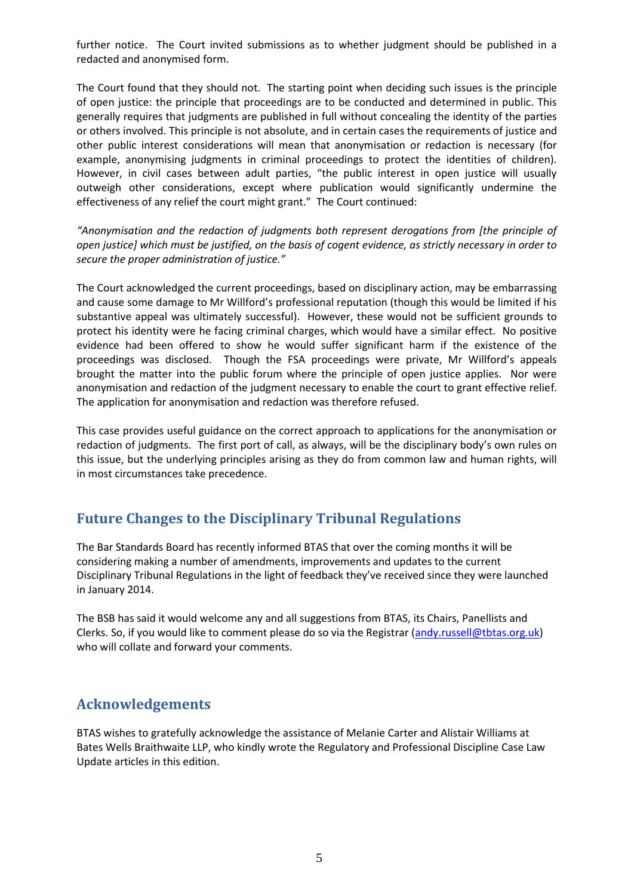further notice. The Court invited submissions as to whether judgment should be published in a redacted and anonymised form.

The Court found that they should not. The starting point when deciding such issues is the principle of open justice: the principle that proceedings are to be conducted and determined in public. This generally requires that judgments are published in full without concealing the identity of the parties or others involved. This principle is not absolute, and in certain cases the requirements of justice and other public interest considerations will mean that anonymisation or redaction is necessary (for example, anonymising judgments in criminal proceedings to protect the identities of children). However, in civil cases between adult parties, "the public interest in open justice will usually outweigh other considerations, except where publication would significantly undermine the effectiveness of any relief the court might grant." The Court continued:

*"Anonymisation and the redaction of judgments both represent derogations from [the principle of open justice] which must be justified, on the basis of cogent evidence, as strictly necessary in order to secure the proper administration of justice."*

The Court acknowledged the current proceedings, based on disciplinary action, may be embarrassing and cause some damage to Mr Willford's professional reputation (though this would be limited if his substantive appeal was ultimately successful). However, these would not be sufficient grounds to protect his identity were he facing criminal charges, which would have a similar effect. No positive evidence had been offered to show he would suffer significant harm if the existence of the proceedings was disclosed. Though the FSA proceedings were private, Mr Willford's appeals brought the matter into the public forum where the principle of open justice applies. Nor were anonymisation and redaction of the judgment necessary to enable the court to grant effective relief. The application for anonymisation and redaction was therefore refused.

This case provides useful guidance on the correct approach to applications for the anonymisation or redaction of judgments. The first port of call, as always, will be the disciplinary body's own rules on this issue, but the underlying principles arising as they do from common law and human rights, will in most circumstances take precedence.

## Future Changes to the Disciplinary Tribunal Regulations

The Bar Standards Board has recently informed BTAS that over the coming months it will be considering making a number of amendments, improvements and updates to the current Disciplinary Tribunal Regulations in the light of feedback they've received since they were launched in January 2014.

The BSB has said it would welcome any and all suggestions from BTAS, its Chairs, Panellists and Clerks. So, if you would like to comment please do so via the Registrar (andy.russell@tbtas.org.uk) who will collate and forward your comments.

## Acknowledgements

BTAS wishes to gratefully acknowledge the assistance of Melanie Carter and Alistair Williams at Bates Wells Braithwaite LLP, who kindly wrote the Regulatory and Professional Discipline Case Law Update articles in this edition.